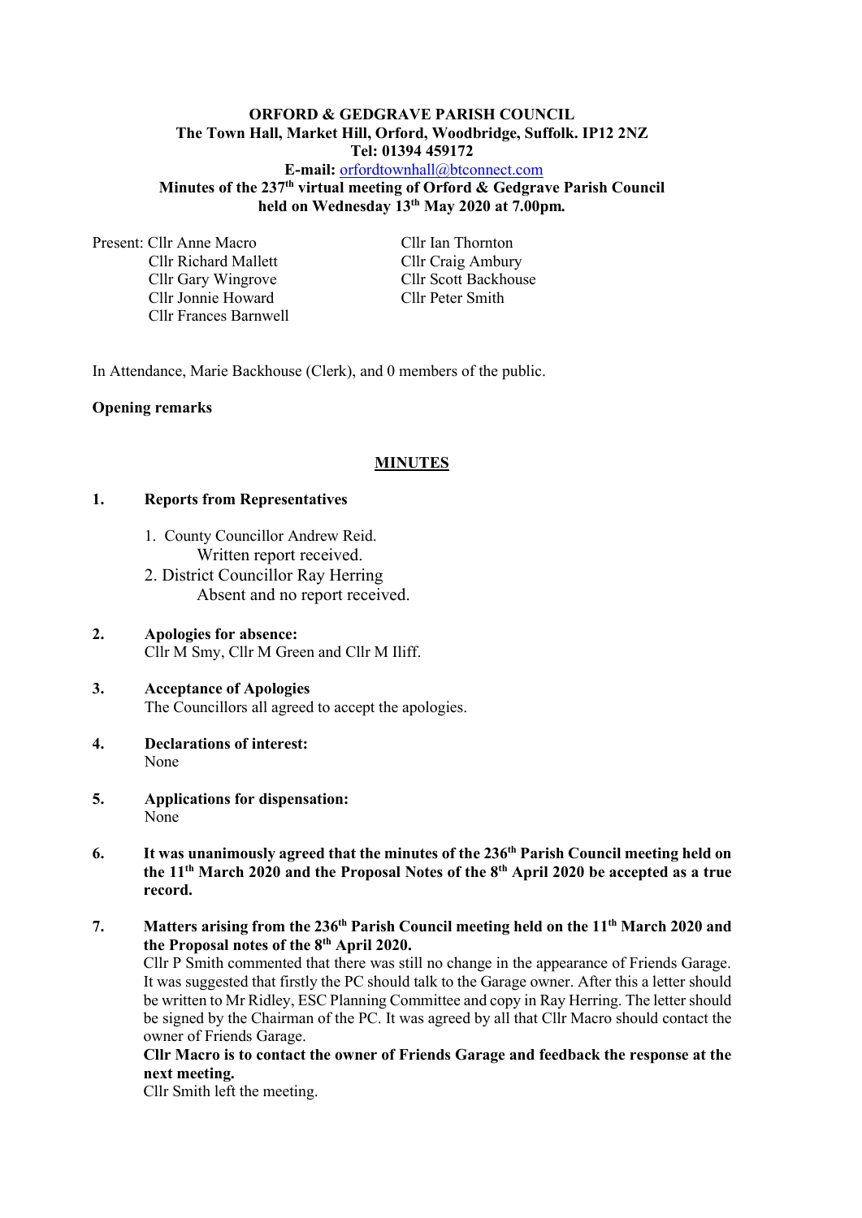**ORFORD & GEDGRAVE PARISH COUNCIL**
**The Town Hall, Market Hill, Orford, Woodbridge, Suffolk. IP12 2NZ**
**Tel: 01394 459172**
**E-mail:** orfordtownhall@btconnect.com
**Minutes of the 237th virtual meeting of Orford & Gedgrave Parish Council held on Wednesday 13th May 2020 at 7.00pm.**

Present: Cllr Anne Macro
Cllr Richard Mallett
Cllr Gary Wingrove
Cllr Jonnie Howard
Cllr Frances Barnwell
Cllr Ian Thornton
Cllr Craig Ambury
Cllr Scott Backhouse
Cllr Peter Smith

In Attendance, Marie Backhouse (Clerk), and 0 members of the public.

**Opening remarks**

## MINUTES

**1. Reports from Representatives**

1. County Councillor Andrew Reid.
   Written report received.
2. District Councillor Ray Herring
   Absent and no report received.

**2. Apologies for absence:**
Cllr M Smy, Cllr M Green and Cllr M Iliff.

**3. Acceptance of Apologies**
The Councillors all agreed to accept the apologies.

**4. Declarations of interest:**
None

**5. Applications for dispensation:**
None

**6. It was unanimously agreed that the minutes of the 236th Parish Council meeting held on the 11th March 2020 and the Proposal Notes of the 8th April 2020 be accepted as a true record.**

**7. Matters arising from the 236th Parish Council meeting held on the 11th March 2020 and the Proposal notes of the 8th April 2020.**
Cllr P Smith commented that there was still no change in the appearance of Friends Garage. It was suggested that firstly the PC should talk to the Garage owner. After this a letter should be written to Mr Ridley, ESC Planning Committee and copy in Ray Herring. The letter should be signed by the Chairman of the PC. It was agreed by all that Cllr Macro should contact the owner of Friends Garage.
**Cllr Macro is to contact the owner of Friends Garage and feedback the response at the next meeting.**
Cllr Smith left the meeting.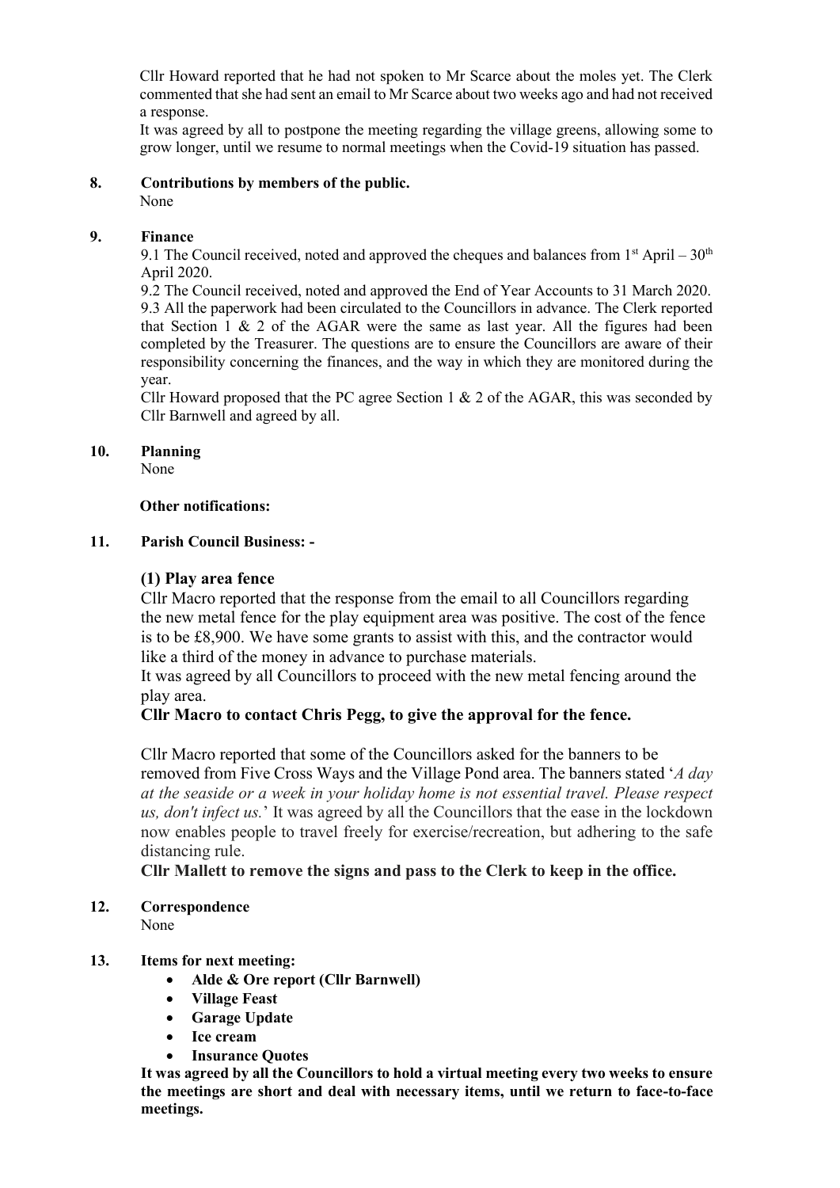Cllr Howard reported that he had not spoken to Mr Scarce about the moles yet. The Clerk commented that she had sent an email to Mr Scarce about two weeks ago and had not received a response.

It was agreed by all to postpone the meeting regarding the village greens, allowing some to grow longer, until we resume to normal meetings when the Covid-19 situation has passed.

**8. Contributions by members of the public.**

None

**9. Finance**

9.1 The Council received, noted and approved the cheques and balances from 1st April – 30th April 2020.

9.2 The Council received, noted and approved the End of Year Accounts to 31 March 2020.

9.3 All the paperwork had been circulated to the Councillors in advance. The Clerk reported that Section 1 & 2 of the AGAR were the same as last year. All the figures had been completed by the Treasurer. The questions are to ensure the Councillors are aware of their responsibility concerning the finances, and the way in which they are monitored during the year.

Cllr Howard proposed that the PC agree Section 1 & 2 of the AGAR, this was seconded by Cllr Barnwell and agreed by all.

**10. Planning**

None

**Other notifications:**

**11. Parish Council Business: -**

**(1) Play area fence**

Cllr Macro reported that the response from the email to all Councillors regarding the new metal fence for the play equipment area was positive. The cost of the fence is to be £8,900. We have some grants to assist with this, and the contractor would like a third of the money in advance to purchase materials.

It was agreed by all Councillors to proceed with the new metal fencing around the play area.

**Cllr Macro to contact Chris Pegg, to give the approval for the fence.**

Cllr Macro reported that some of the Councillors asked for the banners to be removed from Five Cross Ways and the Village Pond area. The banners stated '*A day at the seaside or a week in your holiday home is not essential travel. Please respect us, don't infect us.*' It was agreed by all the Councillors that the ease in the lockdown now enables people to travel freely for exercise/recreation, but adhering to the safe distancing rule.

**Cllr Mallett to remove the signs and pass to the Clerk to keep in the office.**

**12. Correspondence**

None

**13. Items for next meeting:**

- **Alde & Ore report (Cllr Barnwell)**
- **Village Feast**
- **Garage Update**
- **Ice cream**
- **Insurance Quotes**

**It was agreed by all the Councillors to hold a virtual meeting every two weeks to ensure the meetings are short and deal with necessary items, until we return to face-to-face meetings.**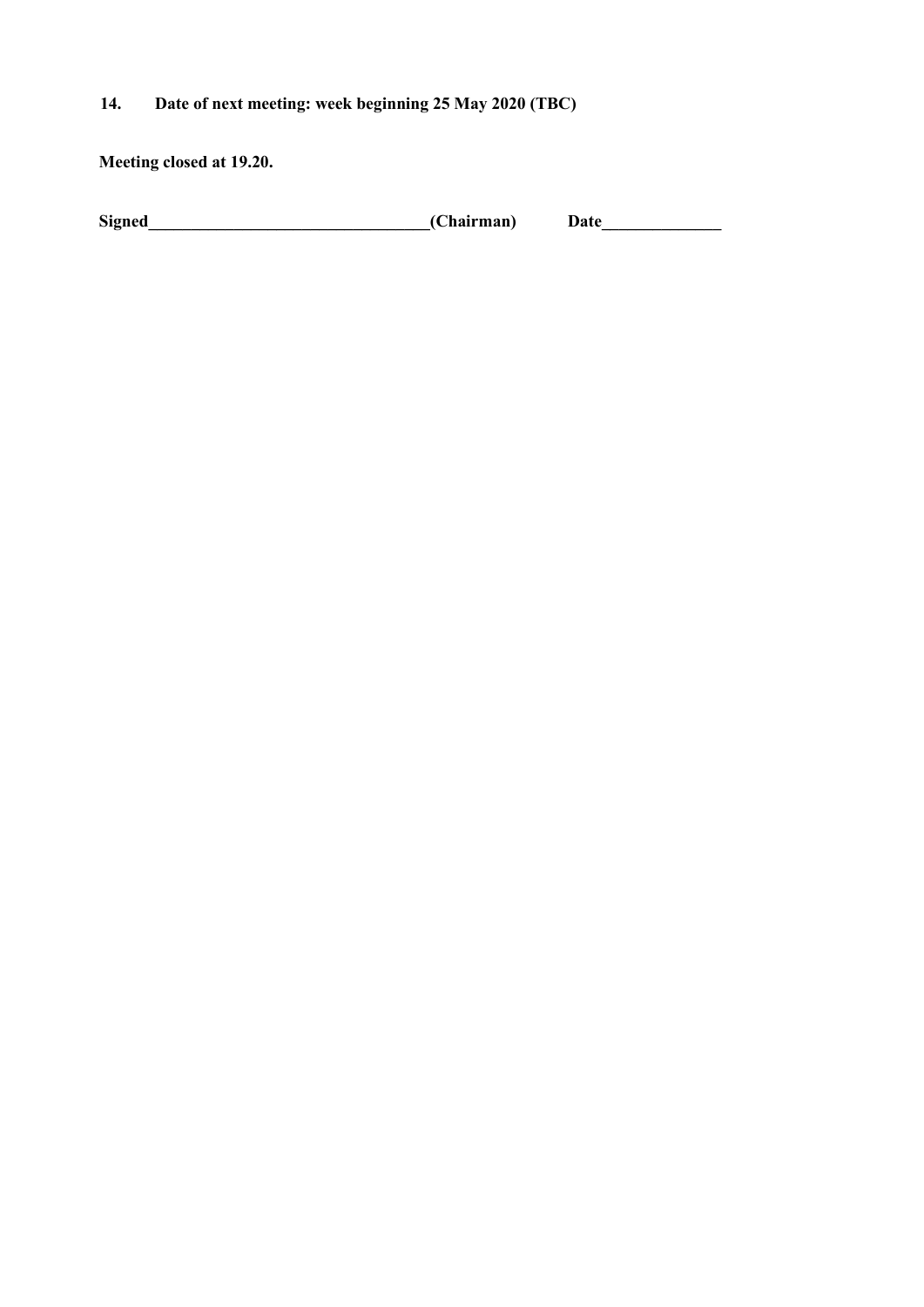**14. Date of next meeting: week beginning 25 May 2020 (TBC)**

**Meeting closed at 19.20.**

**Signed_________________________________(Chairman) Date______________**